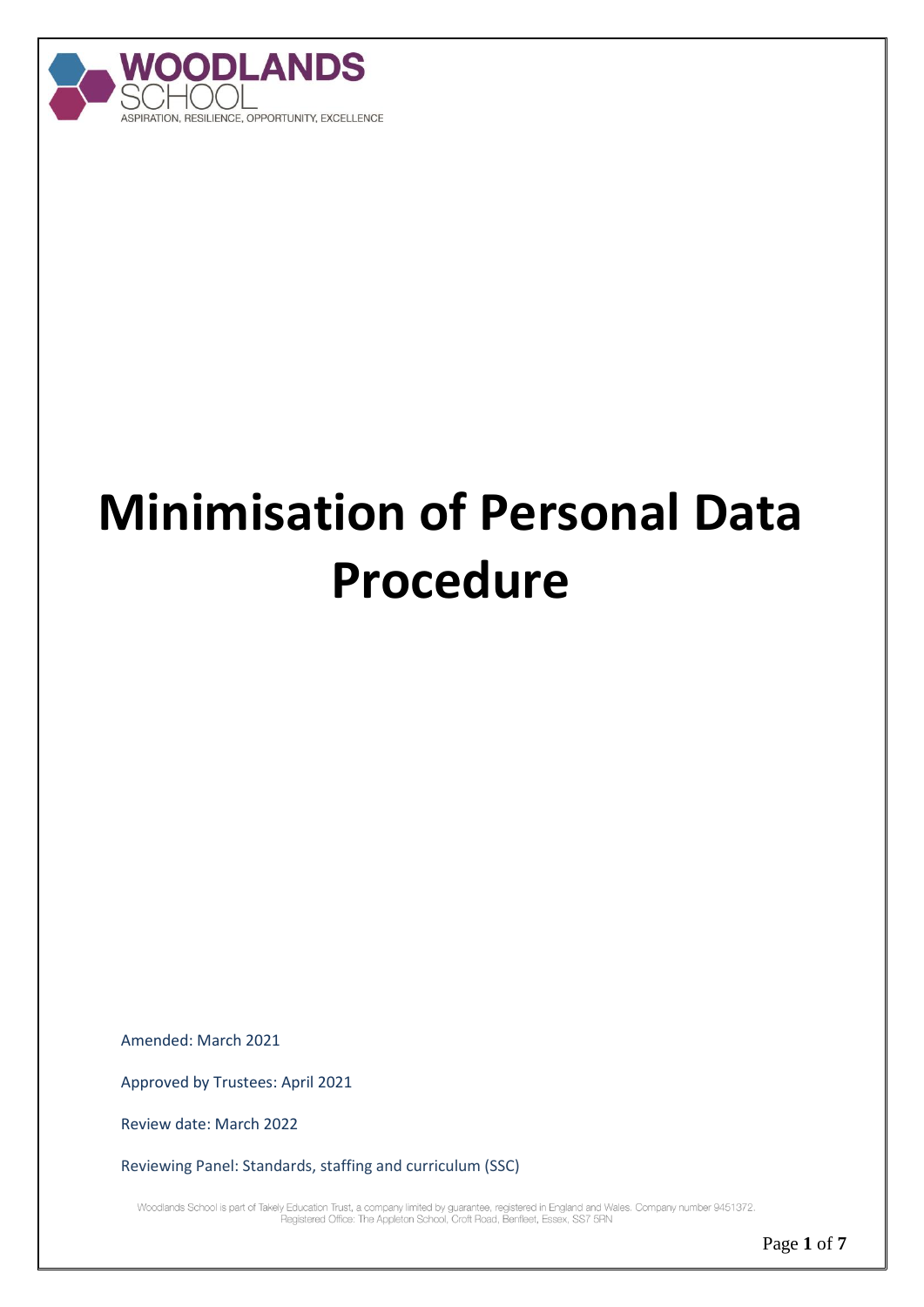WOODLANDS SCHOOL

ASPIRATION, RESILIENCE, OPPORTUNITY, EXCELLENCE

# Minimisation of Personal Data Procedure

Amended: March 2021

Approved by Trustees: April 2021

Review date: March 2022

Reviewing Panel: Standards, staffing and curriculum (SSC)

Woodlands School is part of Takely Education Trust, a company limited by guarantee, registered in England and Wales. Company number 9451372. Registered Office: The Appleton School, Croft Road, Benfleet, Essex, SS7 5RN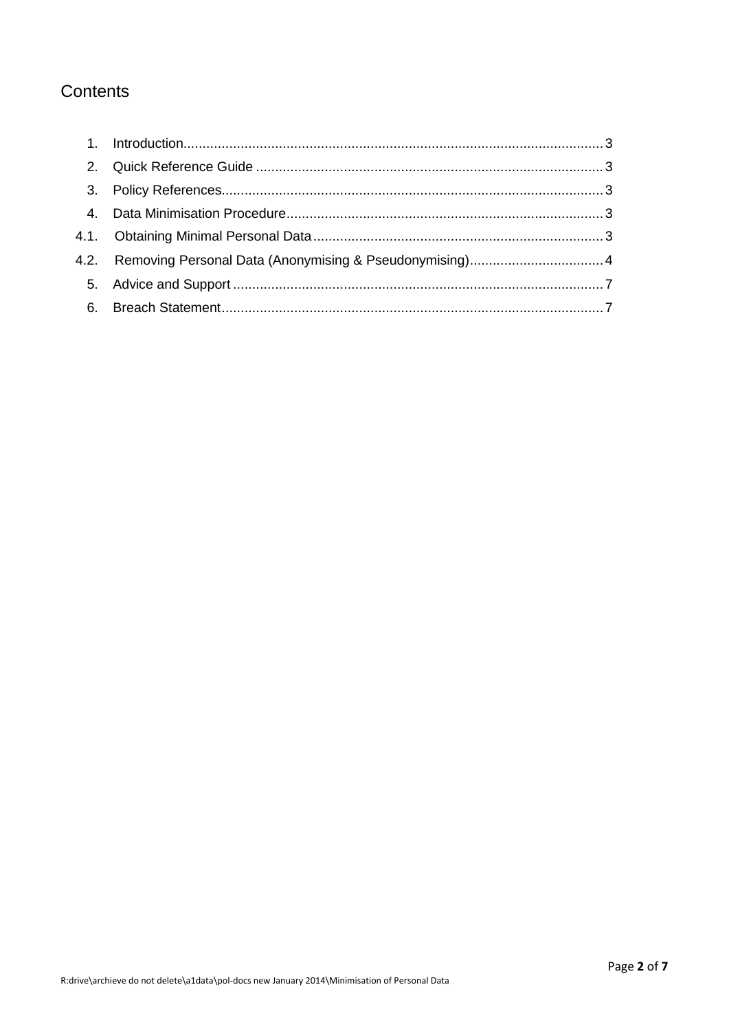# Contents

1. Introduction .......... 3
2. Quick Reference Guide .......... 3
3. Policy References .......... 3
4. Data Minimisation Procedure .......... 3

4.1. Obtaining Minimal Personal Data .......... 3

4.2. Removing Personal Data (Anonymising & Pseudonymising) .......... 4

5. Advice and Support .......... 7
6. Breach Statement .......... 7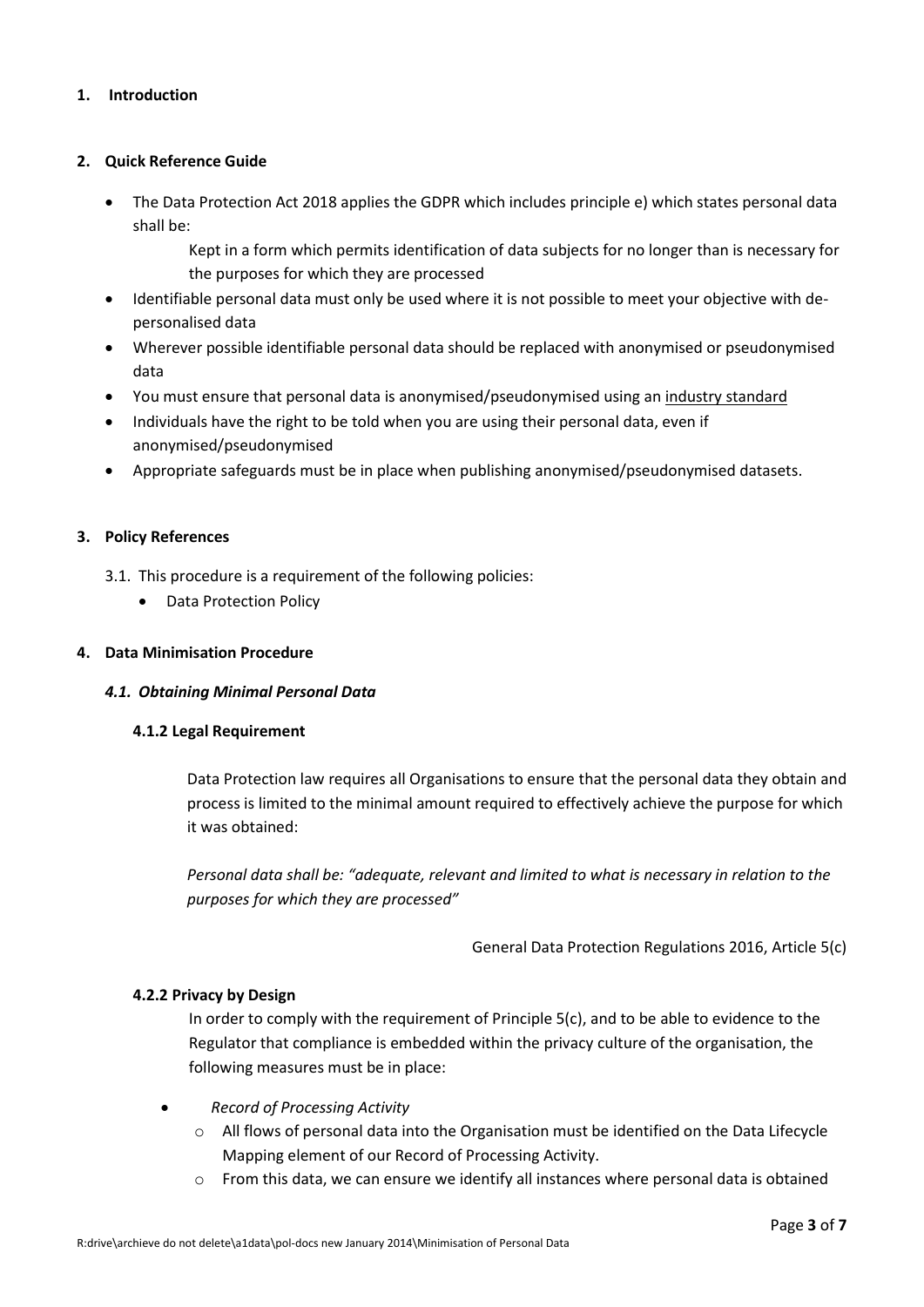## 1. Introduction

## 2. Quick Reference Guide

- The Data Protection Act 2018 applies the GDPR which includes principle e) which states personal data shall be:

  Kept in a form which permits identification of data subjects for no longer than is necessary for the purposes for which they are processed

- Identifiable personal data must only be used where it is not possible to meet your objective with de-personalised data
- Wherever possible identifiable personal data should be replaced with anonymised or pseudonymised data
- You must ensure that personal data is anonymised/pseudonymised using an industry standard
- Individuals have the right to be told when you are using their personal data, even if anonymised/pseudonymised
- Appropriate safeguards must be in place when publishing anonymised/pseudonymised datasets.

## 3. Policy References

3.1. This procedure is a requirement of the following policies:

- Data Protection Policy

## 4. Data Minimisation Procedure

### *4.1. Obtaining Minimal Personal Data*

#### 4.1.2 Legal Requirement

Data Protection law requires all Organisations to ensure that the personal data they obtain and process is limited to the minimal amount required to effectively achieve the purpose for which it was obtained:

*Personal data shall be: "adequate, relevant and limited to what is necessary in relation to the purposes for which they are processed"*

General Data Protection Regulations 2016, Article 5(c)

#### 4.2.2 Privacy by Design

In order to comply with the requirement of Principle 5(c), and to be able to evidence to the Regulator that compliance is embedded within the privacy culture of the organisation, the following measures must be in place:

- *Record of Processing Activity*
  - All flows of personal data into the Organisation must be identified on the Data Lifecycle Mapping element of our Record of Processing Activity.
  - From this data, we can ensure we identify all instances where personal data is obtained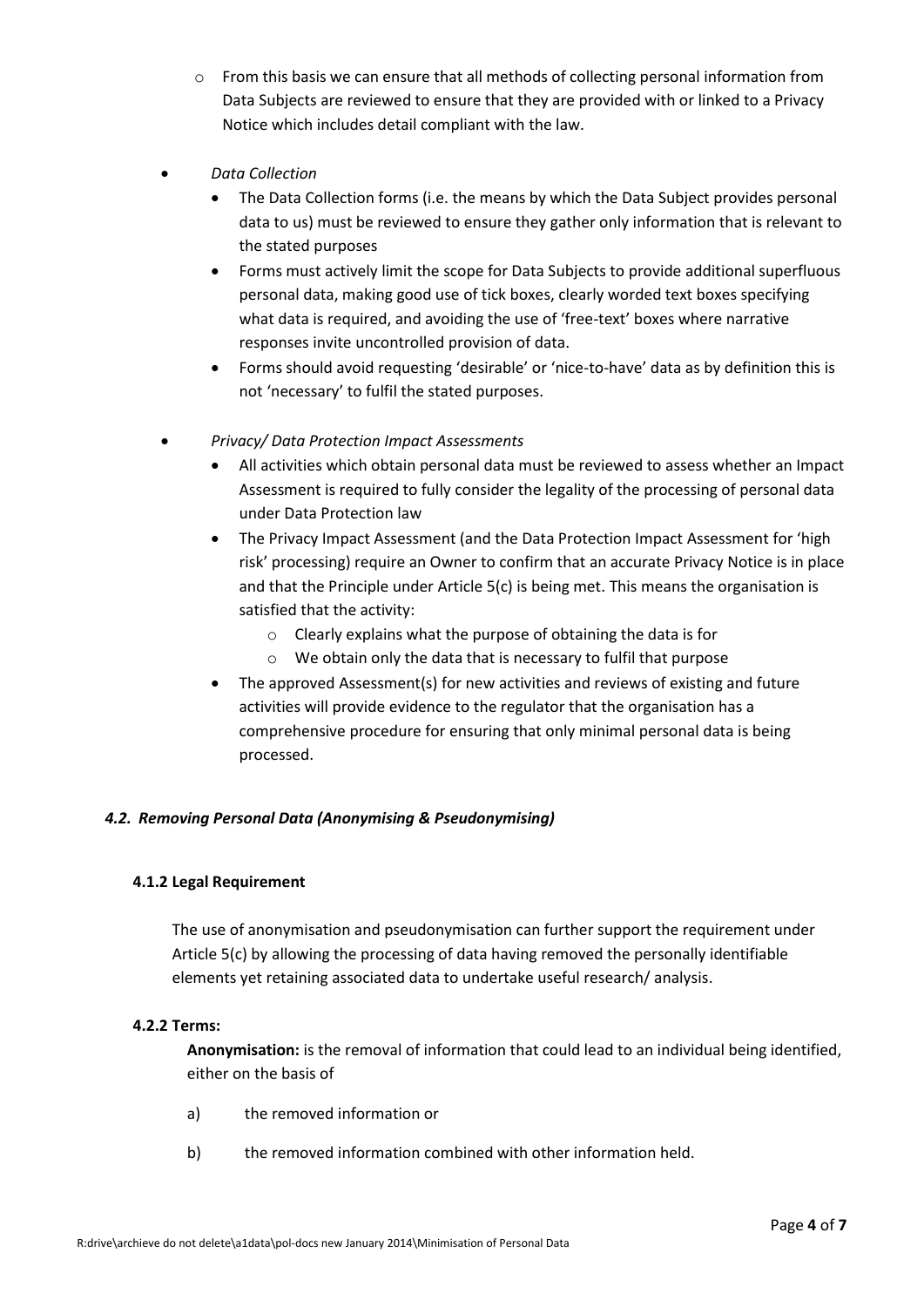- From this basis we can ensure that all methods of collecting personal information from Data Subjects are reviewed to ensure that they are provided with or linked to a Privacy Notice which includes detail compliant with the law.

- *Data Collection*
  - The Data Collection forms (i.e. the means by which the Data Subject provides personal data to us) must be reviewed to ensure they gather only information that is relevant to the stated purposes
  - Forms must actively limit the scope for Data Subjects to provide additional superfluous personal data, making good use of tick boxes, clearly worded text boxes specifying what data is required, and avoiding the use of 'free-text' boxes where narrative responses invite uncontrolled provision of data.
  - Forms should avoid requesting 'desirable' or 'nice-to-have' data as by definition this is not 'necessary' to fulfil the stated purposes.

- *Privacy/ Data Protection Impact Assessments*
  - All activities which obtain personal data must be reviewed to assess whether an Impact Assessment is required to fully consider the legality of the processing of personal data under Data Protection law
  - The Privacy Impact Assessment (and the Data Protection Impact Assessment for 'high risk' processing) require an Owner to confirm that an accurate Privacy Notice is in place and that the Principle under Article 5(c) is being met. This means the organisation is satisfied that the activity:
    - Clearly explains what the purpose of obtaining the data is for
    - We obtain only the data that is necessary to fulfil that purpose
  - The approved Assessment(s) for new activities and reviews of existing and future activities will provide evidence to the regulator that the organisation has a comprehensive procedure for ensuring that only minimal personal data is being processed.

### *4.2. Removing Personal Data (Anonymising & Pseudonymising)*

#### 4.1.2 Legal Requirement

The use of anonymisation and pseudonymisation can further support the requirement under Article 5(c) by allowing the processing of data having removed the personally identifiable elements yet retaining associated data to undertake useful research/ analysis.

#### 4.2.2 Terms:

**Anonymisation:** is the removal of information that could lead to an individual being identified, either on the basis of

a) the removed information or

b) the removed information combined with other information held.

R:drive\archieve do not delete\a1data\pol-docs new January 2014\Minimisation of Personal Data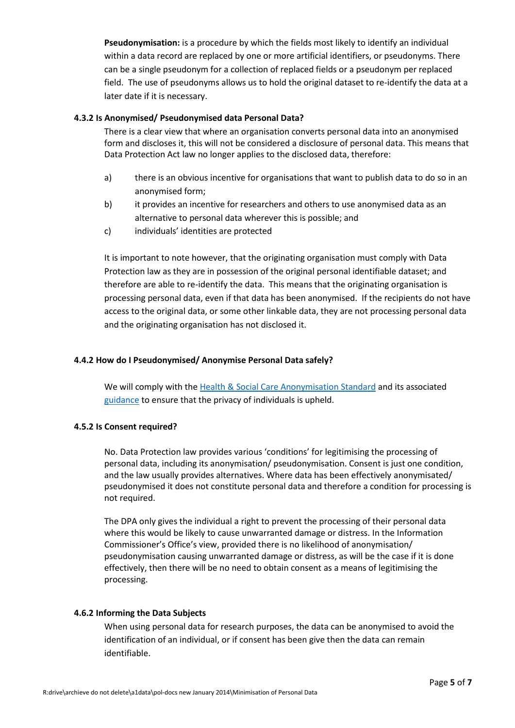**Pseudonymisation:** is a procedure by which the fields most likely to identify an individual within a data record are replaced by one or more artificial identifiers, or pseudonyms. There can be a single pseudonym for a collection of replaced fields or a pseudonym per replaced field. The use of pseudonyms allows us to hold the original dataset to re-identify the data at a later date if it is necessary.

### 4.3.2 Is Anonymised/ Pseudonymised data Personal Data?

There is a clear view that where an organisation converts personal data into an anonymised form and discloses it, this will not be considered a disclosure of personal data. This means that Data Protection Act law no longer applies to the disclosed data, therefore:

a) there is an obvious incentive for organisations that want to publish data to do so in an anonymised form;

b) it provides an incentive for researchers and others to use anonymised data as an alternative to personal data wherever this is possible; and

c) individuals' identities are protected

It is important to note however, that the originating organisation must comply with Data Protection law as they are in possession of the original personal identifiable dataset; and therefore are able to re-identify the data. This means that the originating organisation is processing personal data, even if that data has been anonymised. If the recipients do not have access to the original data, or some other linkable data, they are not processing personal data and the originating organisation has not disclosed it.

### 4.4.2 How do I Pseudonymised/ Anonymise Personal Data safely?

We will comply with the Health & Social Care Anonymisation Standard and its associated guidance to ensure that the privacy of individuals is upheld.

### 4.5.2 Is Consent required?

No. Data Protection law provides various 'conditions' for legitimising the processing of personal data, including its anonymisation/ pseudonymisation. Consent is just one condition, and the law usually provides alternatives. Where data has been effectively anonymisated/ pseudonymised it does not constitute personal data and therefore a condition for processing is not required.

The DPA only gives the individual a right to prevent the processing of their personal data where this would be likely to cause unwarranted damage or distress. In the Information Commissioner's Office's view, provided there is no likelihood of anonymisation/ pseudonymisation causing unwarranted damage or distress, as will be the case if it is done effectively, then there will be no need to obtain consent as a means of legitimising the processing.

### 4.6.2 Informing the Data Subjects

When using personal data for research purposes, the data can be anonymised to avoid the identification of an individual, or if consent has been give then the data can remain identifiable.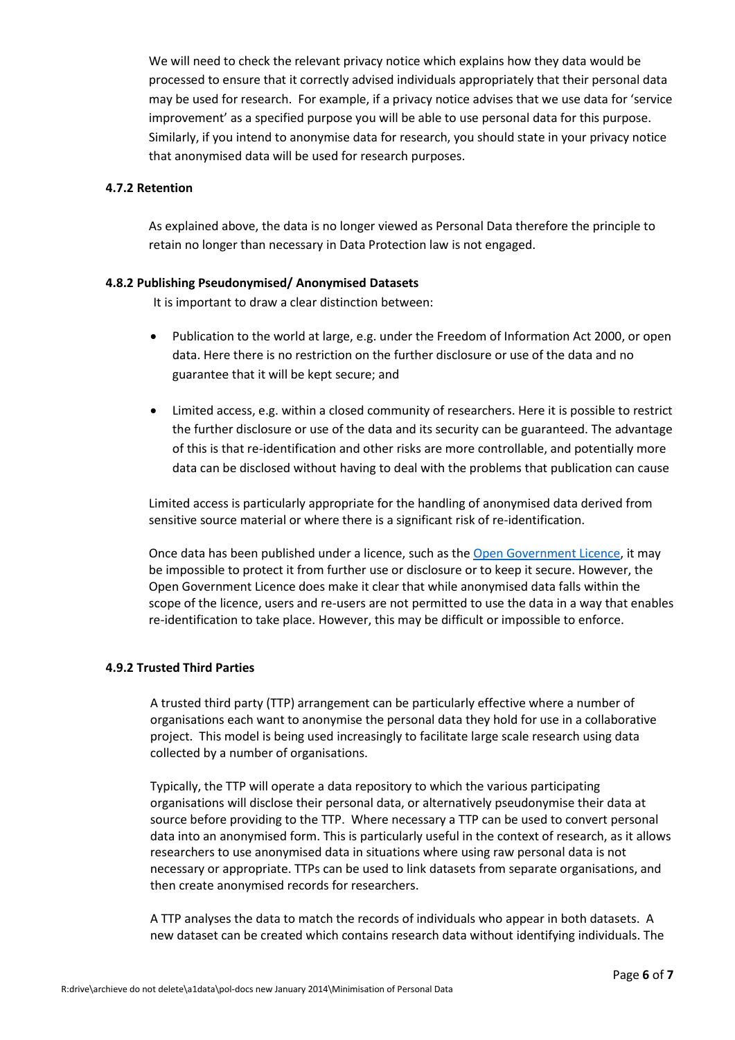We will need to check the relevant privacy notice which explains how they data would be processed to ensure that it correctly advised individuals appropriately that their personal data may be used for research. For example, if a privacy notice advises that we use data for 'service improvement' as a specified purpose you will be able to use personal data for this purpose. Similarly, if you intend to anonymise data for research, you should state in your privacy notice that anonymised data will be used for research purposes.

#### 4.7.2 Retention

As explained above, the data is no longer viewed as Personal Data therefore the principle to retain no longer than necessary in Data Protection law is not engaged.

#### 4.8.2 Publishing Pseudonymised/ Anonymised Datasets

It is important to draw a clear distinction between:

- Publication to the world at large, e.g. under the Freedom of Information Act 2000, or open data. Here there is no restriction on the further disclosure or use of the data and no guarantee that it will be kept secure; and
- Limited access, e.g. within a closed community of researchers. Here it is possible to restrict the further disclosure or use of the data and its security can be guaranteed. The advantage of this is that re-identification and other risks are more controllable, and potentially more data can be disclosed without having to deal with the problems that publication can cause

Limited access is particularly appropriate for the handling of anonymised data derived from sensitive source material or where there is a significant risk of re-identification.

Once data has been published under a licence, such as the Open Government Licence, it may be impossible to protect it from further use or disclosure or to keep it secure. However, the Open Government Licence does make it clear that while anonymised data falls within the scope of the licence, users and re-users are not permitted to use the data in a way that enables re-identification to take place. However, this may be difficult or impossible to enforce.

#### 4.9.2 Trusted Third Parties

A trusted third party (TTP) arrangement can be particularly effective where a number of organisations each want to anonymise the personal data they hold for use in a collaborative project. This model is being used increasingly to facilitate large scale research using data collected by a number of organisations.

Typically, the TTP will operate a data repository to which the various participating organisations will disclose their personal data, or alternatively pseudonymise their data at source before providing to the TTP. Where necessary a TTP can be used to convert personal data into an anonymised form. This is particularly useful in the context of research, as it allows researchers to use anonymised data in situations where using raw personal data is not necessary or appropriate. TTPs can be used to link datasets from separate organisations, and then create anonymised records for researchers.

A TTP analyses the data to match the records of individuals who appear in both datasets. A new dataset can be created which contains research data without identifying individuals. The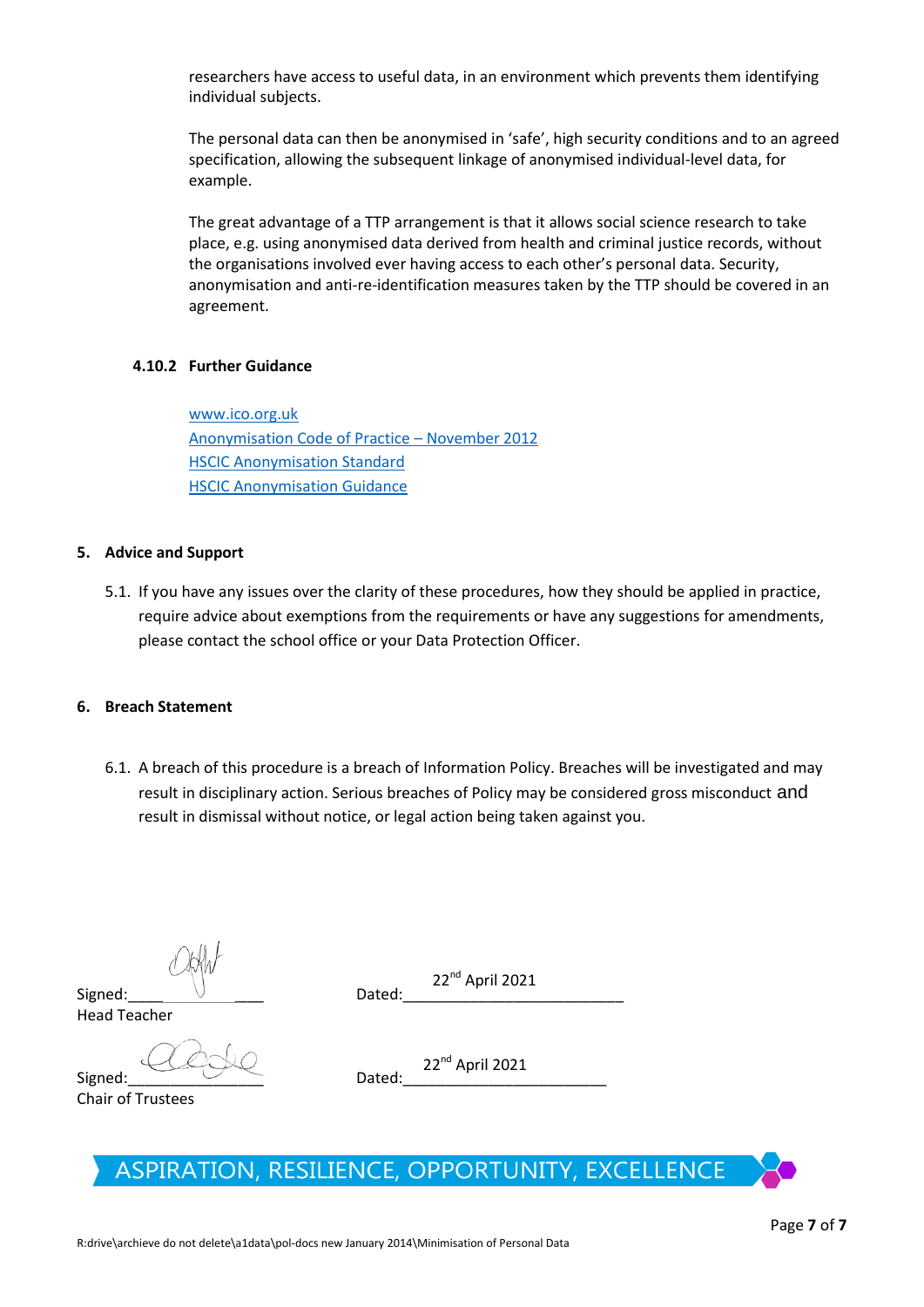researchers have access to useful data, in an environment which prevents them identifying individual subjects.

The personal data can then be anonymised in 'safe', high security conditions and to an agreed specification, allowing the subsequent linkage of anonymised individual-level data, for example.

The great advantage of a TTP arrangement is that it allows social science research to take place, e.g. using anonymised data derived from health and criminal justice records, without the organisations involved ever having access to each other's personal data. Security, anonymisation and anti-re-identification measures taken by the TTP should be covered in an agreement.

#### 4.10.2 Further Guidance

[www.ico.org.uk](www.ico.org.uk)
[Anonymisation Code of Practice – November 2012]()
[HSCIC Anonymisation Standard]()
[HSCIC Anonymisation Guidance]()

## 5. Advice and Support

5.1. If you have any issues over the clarity of these procedures, how they should be applied in practice, require advice about exemptions from the requirements or have any suggestions for amendments, please contact the school office or your Data Protection Officer.

## 6. Breach Statement

6.1. A breach of this procedure is a breach of Information Policy. Breaches will be investigated and may result in disciplinary action. Serious breaches of Policy may be considered gross misconduct and result in dismissal without notice, or legal action being taken against you.

Signed:________________ Dated: 22nd April 2021
Head Teacher

Signed:________________ Dated: 22nd April 2021
Chair of Trustees

ASPIRATION, RESILIENCE, OPPORTUNITY, EXCELLENCE

R:drive\archieve do not delete\a1data\pol-docs new January 2014\Minimisation of Personal Data